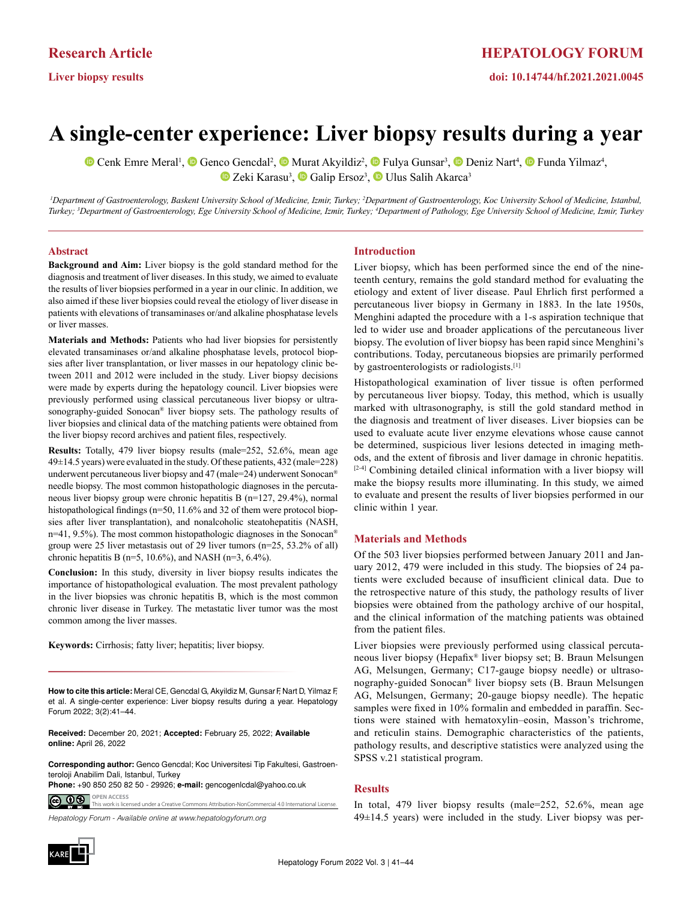Research Article

Liver biopsy results

doi: 10.14744/hf.2021.2021.0045

# A single-center experience: Liver biopsy results during a year

Cenk Emre Meral[1], Genco Gencdal[2], Murat Akyildiz[2], Fulya Gunsar[3], Deniz Nart[4], Funda Yilmaz[4], Zeki Karasu[3], Galip Ersoz[3], Ulus Salih Akarca[3]

[1]Department of Gastroenterology, Baskent University School of Medicine, Izmir, Turkey; [2]Department of Gastroenterology, Koc University School of Medicine, Istanbul, Turkey; [3]Department of Gastroenterology, Ege University School of Medicine, Izmir, Turkey; [4]Department of Pathology, Ege University School of Medicine, Izmir, Turkey

## Abstract

**Background and Aim:** Liver biopsy is the gold standard method for the diagnosis and treatment of liver diseases. In this study, we aimed to evaluate the results of liver biopsies performed in a year in our clinic. In addition, we also aimed if these liver biopsies could reveal the etiology of liver disease in patients with elevations of transaminases or/and alkaline phosphatase levels or liver masses.

**Materials and Methods:** Patients who had liver biopsies for persistently elevated transaminases or/and alkaline phosphatase levels, protocol biopsies after liver transplantation, or liver masses in our hepatology clinic between 2011 and 2012 were included in the study. Liver biopsy decisions were made by experts during the hepatology council. Liver biopsies were previously performed using classical percutaneous liver biopsy or ultrasonography-guided Sonocan® liver biopsy sets. The pathology results of liver biopsies and clinical data of the matching patients were obtained from the liver biopsy record archives and patient files, respectively.

**Results:** Totally, 479 liver biopsy results (male=252, 52.6%, mean age 49±14.5 years) were evaluated in the study. Of these patients, 432 (male=228) underwent percutaneous liver biopsy and 47 (male=24) underwent Sonocan® needle biopsy. The most common histopathologic diagnoses in the percutaneous liver biopsy group were chronic hepatitis B (n=127, 29.4%), normal histopathological findings (n=50, 11.6% and 32 of them were protocol biopsies after liver transplantation), and nonalcoholic steatohepatitis (NASH, n=41, 9.5%). The most common histopathologic diagnoses in the Sonocan® group were 25 liver metastasis out of 29 liver tumors (n=25, 53.2% of all) chronic hepatitis B (n=5, 10.6%), and NASH (n=3, 6.4%).

**Conclusion:** In this study, diversity in liver biopsy results indicates the importance of histopathological evaluation. The most prevalent pathology in the liver biopsies was chronic hepatitis B, which is the most common chronic liver disease in Turkey. The metastatic liver tumor was the most common among the liver masses.

**Keywords:** Cirrhosis; fatty liver; hepatitis; liver biopsy.

**How to cite this article:** Meral CE, Gencdal G, Akyildiz M, Gunsar F, Nart D, Yilmaz F, et al. A single-center experience: Liver biopsy results during a year. Hepatology Forum 2022; 3(2):41–44.

**Received:** December 20, 2021; **Accepted:** February 25, 2022; **Available online:** April 26, 2022

**Corresponding author:** Genco Gencdal; Koc Universitesi Tip Fakultesi, Gastroenteroloji Anabilim Dali, Istanbul, Turkey

**Phone:** +90 850 250 82 50 - 29926; **e-mail:** gencogenlcdal@yahoo.co.uk

OPEN ACCESS
This work is licensed under a Creative Commons Attribution-NonCommercial 4.0 International License.

## Introduction

Liver biopsy, which has been performed since the end of the nineteenth century, remains the gold standard method for evaluating the etiology and extent of liver disease. Paul Ehrlich first performed a percutaneous liver biopsy in Germany in 1883. In the late 1950s, Menghini adapted the procedure with a 1-s aspiration technique that led to wider use and broader applications of the percutaneous liver biopsy. The evolution of liver biopsy has been rapid since Menghini's contributions. Today, percutaneous biopsies are primarily performed by gastroenterologists or radiologists.[1]

Histopathological examination of liver tissue is often performed by percutaneous liver biopsy. Today, this method, which is usually marked with ultrasonography, is still the gold standard method in the diagnosis and treatment of liver diseases. Liver biopsies can be used to evaluate acute liver enzyme elevations whose cause cannot be determined, suspicious liver lesions detected in imaging methods, and the extent of fibrosis and liver damage in chronic hepatitis.[2-4] Combining detailed clinical information with a liver biopsy will make the biopsy results more illuminating. In this study, we aimed to evaluate and present the results of liver biopsies performed in our clinic within 1 year.

## Materials and Methods

Of the 503 liver biopsies performed between January 2011 and January 2012, 479 were included in this study. The biopsies of 24 patients were excluded because of insufficient clinical data. Due to the retrospective nature of this study, the pathology results of liver biopsies were obtained from the pathology archive of our hospital, and the clinical information of the matching patients was obtained from the patient files.

Liver biopsies were previously performed using classical percutaneous liver biopsy (Hepafix® liver biopsy set; B. Braun Melsungen AG, Melsungen, Germany; C17-gauge biopsy needle) or ultrasonography-guided Sonocan® liver biopsy sets (B. Braun Melsungen AG, Melsungen, Germany; 20-gauge biopsy needle). The hepatic samples were fixed in 10% formalin and embedded in paraffin. Sections were stained with hematoxylin–eosin, Masson's trichrome, and reticulin stains. Demographic characteristics of the patients, pathology results, and descriptive statistics were analyzed using the SPSS v.21 statistical program.

## Results

In total, 479 liver biopsy results (male=252, 52.6%, mean age 49±14.5 years) were included in the study. Liver biopsy was per-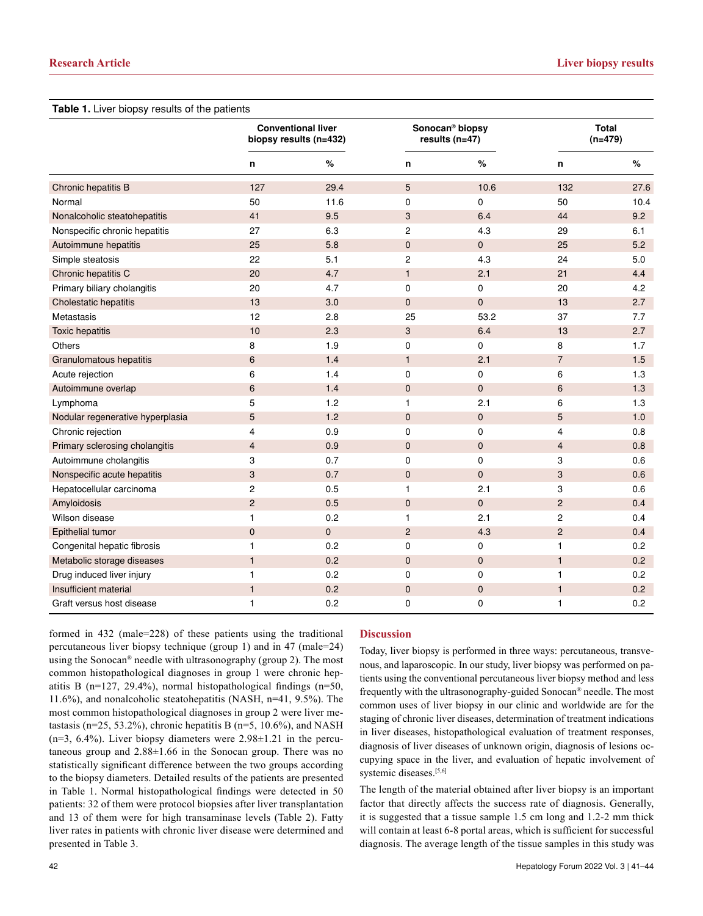**Table 1.** Liver biopsy results of the patients

| | Conventional liver biopsy results (n=432) | | Sonocan® biopsy results (n=47) | | Total (n=479) | |
|---|---|---|---|---|---|---|
| | n | % | n | % | n | % |
| Chronic hepatitis B | 127 | 29.4 | 5 | 10.6 | 132 | 27.6 |
| Normal | 50 | 11.6 | 0 | 0 | 50 | 10.4 |
| Nonalcoholic steatohepatitis | 41 | 9.5 | 3 | 6.4 | 44 | 9.2 |
| Nonspecific chronic hepatitis | 27 | 6.3 | 2 | 4.3 | 29 | 6.1 |
| Autoimmune hepatitis | 25 | 5.8 | 0 | 0 | 25 | 5.2 |
| Simple steatosis | 22 | 5.1 | 2 | 4.3 | 24 | 5.0 |
| Chronic hepatitis C | 20 | 4.7 | 1 | 2.1 | 21 | 4.4 |
| Primary biliary cholangitis | 20 | 4.7 | 0 | 0 | 20 | 4.2 |
| Cholestatic hepatitis | 13 | 3.0 | 0 | 0 | 13 | 2.7 |
| Metastasis | 12 | 2.8 | 25 | 53.2 | 37 | 7.7 |
| Toxic hepatitis | 10 | 2.3 | 3 | 6.4 | 13 | 2.7 |
| Others | 8 | 1.9 | 0 | 0 | 8 | 1.7 |
| Granulomatous hepatitis | 6 | 1.4 | 1 | 2.1 | 7 | 1.5 |
| Acute rejection | 6 | 1.4 | 0 | 0 | 6 | 1.3 |
| Autoimmune overlap | 6 | 1.4 | 0 | 0 | 6 | 1.3 |
| Lymphoma | 5 | 1.2 | 1 | 2.1 | 6 | 1.3 |
| Nodular regenerative hyperplasia | 5 | 1.2 | 0 | 0 | 5 | 1.0 |
| Chronic rejection | 4 | 0.9 | 0 | 0 | 4 | 0.8 |
| Primary sclerosing cholangitis | 4 | 0.9 | 0 | 0 | 4 | 0.8 |
| Autoimmune cholangitis | 3 | 0.7 | 0 | 0 | 3 | 0.6 |
| Nonspecific acute hepatitis | 3 | 0.7 | 0 | 0 | 3 | 0.6 |
| Hepatocellular carcinoma | 2 | 0.5 | 1 | 2.1 | 3 | 0.6 |
| Amyloidosis | 2 | 0.5 | 0 | 0 | 2 | 0.4 |
| Wilson disease | 1 | 0.2 | 1 | 2.1 | 2 | 0.4 |
| Epithelial tumor | 0 | 0 | 2 | 4.3 | 2 | 0.4 |
| Congenital hepatic fibrosis | 1 | 0.2 | 0 | 0 | 1 | 0.2 |
| Metabolic storage diseases | 1 | 0.2 | 0 | 0 | 1 | 0.2 |
| Drug induced liver injury | 1 | 0.2 | 0 | 0 | 1 | 0.2 |
| Insufficient material | 1 | 0.2 | 0 | 0 | 1 | 0.2 |
| Graft versus host disease | 1 | 0.2 | 0 | 0 | 1 | 0.2 |

formed in 432 (male=228) of these patients using the traditional percutaneous liver biopsy technique (group 1) and in 47 (male=24) using the Sonocan® needle with ultrasonography (group 2). The most common histopathological diagnoses in group 1 were chronic hepatitis B (n=127, 29.4%), normal histopathological findings (n=50, 11.6%), and nonalcoholic steatohepatitis (NASH, n=41, 9.5%). The most common histopathological diagnoses in group 2 were liver metastasis (n=25, 53.2%), chronic hepatitis B (n=5, 10.6%), and NASH (n=3, 6.4%). Liver biopsy diameters were 2.98±1.21 in the percutaneous group and 2.88±1.66 in the Sonocan group. There was no statistically significant difference between the two groups according to the biopsy diameters. Detailed results of the patients are presented in Table 1. Normal histopathological findings were detected in 50 patients: 32 of them were protocol biopsies after liver transplantation and 13 of them were for high transaminase levels (Table 2). Fatty liver rates in patients with chronic liver disease were determined and presented in Table 3.

## Discussion

Today, liver biopsy is performed in three ways: percutaneous, transvenous, and laparoscopic. In our study, liver biopsy was performed on patients using the conventional percutaneous liver biopsy method and less frequently with the ultrasonography-guided Sonocan® needle. The most common uses of liver biopsy in our clinic and worldwide are for the staging of chronic liver diseases, determination of treatment indications in liver diseases, histopathological evaluation of treatment responses, diagnosis of liver diseases of unknown origin, diagnosis of lesions occupying space in the liver, and evaluation of hepatic involvement of systemic diseases.[5,6]

The length of the material obtained after liver biopsy is an important factor that directly affects the success rate of diagnosis. Generally, it is suggested that a tissue sample 1.5 cm long and 1.2-2 mm thick will contain at least 6-8 portal areas, which is sufficient for successful diagnosis. The average length of the tissue samples in this study was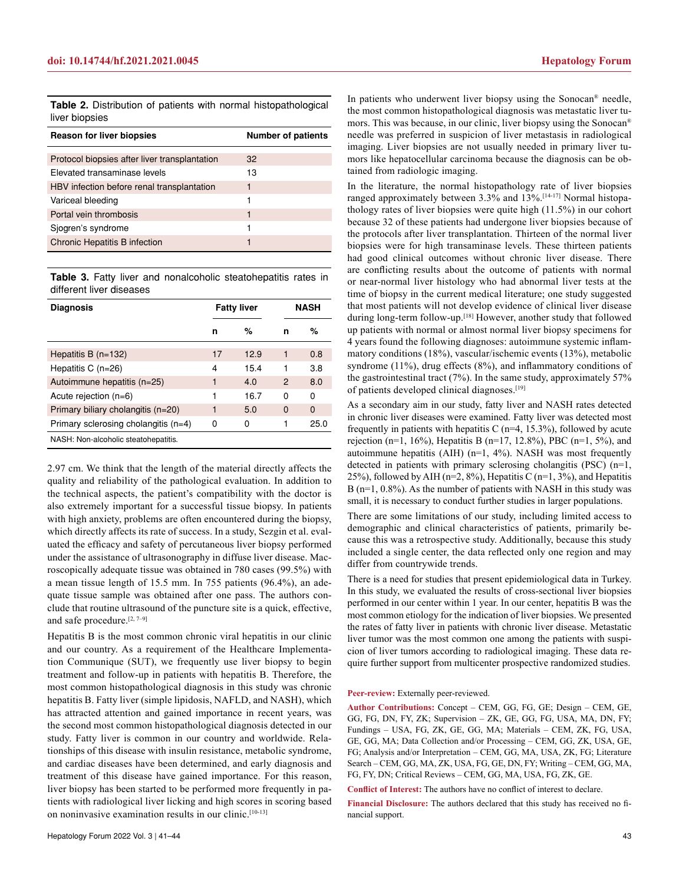**Table 2.** Distribution of patients with normal histopathological liver biopsies

| Reason for liver biopsies | Number of patients |
|---|---|
| Protocol biopsies after liver transplantation | 32 |
| Elevated transaminase levels | 13 |
| HBV infection before renal transplantation | 1 |
| Variceal bleeding | 1 |
| Portal vein thrombosis | 1 |
| Sjogren's syndrome | 1 |
| Chronic Hepatitis B infection | 1 |

**Table 3.** Fatty liver and nonalcoholic steatohepatitis rates in different liver diseases

| Diagnosis | Fatty liver | | NASH | |
|---|---|---|---|---|
| | n | % | n | % |
| Hepatitis B (n=132) | 17 | 12.9 | 1 | 0.8 |
| Hepatitis C (n=26) | 4 | 15.4 | 1 | 3.8 |
| Autoimmune hepatitis (n=25) | 1 | 4.0 | 2 | 8.0 |
| Acute rejection (n=6) | 1 | 16.7 | 0 | 0 |
| Primary biliary cholangitis (n=20) | 1 | 5.0 | 0 | 0 |
| Primary sclerosing cholangitis (n=4) | 0 | 0 | 1 | 25.0 |

NASH: Non-alcoholic steatohepatitis.

2.97 cm. We think that the length of the material directly affects the quality and reliability of the pathological evaluation. In addition to the technical aspects, the patient's compatibility with the doctor is also extremely important for a successful tissue biopsy. In patients with high anxiety, problems are often encountered during the biopsy, which directly affects its rate of success. In a study, Sezgin et al. evaluated the efficacy and safety of percutaneous liver biopsy performed under the assistance of ultrasonography in diffuse liver disease. Macroscopically adequate tissue was obtained in 780 cases (99.5%) with a mean tissue length of 15.5 mm. In 755 patients (96.4%), an adequate tissue sample was obtained after one pass. The authors conclude that routine ultrasound of the puncture site is a quick, effective, and safe procedure.[2, 7–9]

Hepatitis B is the most common chronic viral hepatitis in our clinic and our country. As a requirement of the Healthcare Implementation Communique (SUT), we frequently use liver biopsy to begin treatment and follow-up in patients with hepatitis B. Therefore, the most common histopathological diagnosis in this study was chronic hepatitis B. Fatty liver (simple lipidosis, NAFLD, and NASH), which has attracted attention and gained importance in recent years, was the second most common histopathological diagnosis detected in our study. Fatty liver is common in our country and worldwide. Relationships of this disease with insulin resistance, metabolic syndrome, and cardiac diseases have been determined, and early diagnosis and treatment of this disease have gained importance. For this reason, liver biopsy has been started to be performed more frequently in patients with radiological liver licking and high scores in scoring based on noninvasive examination results in our clinic.[10-13]

In patients who underwent liver biopsy using the Sonocan® needle, the most common histopathological diagnosis was metastatic liver tumors. This was because, in our clinic, liver biopsy using the Sonocan® needle was preferred in suspicion of liver metastasis in radiological imaging. Liver biopsies are not usually needed in primary liver tumors like hepatocellular carcinoma because the diagnosis can be obtained from radiologic imaging.

In the literature, the normal histopathology rate of liver biopsies ranged approximately between 3.3% and 13%.[14-17] Normal histopathology rates of liver biopsies were quite high (11.5%) in our cohort because 32 of these patients had undergone liver biopsies because of the protocols after liver transplantation. Thirteen of the normal liver biopsies were for high transaminase levels. These thirteen patients had good clinical outcomes without chronic liver disease. There are conflicting results about the outcome of patients with normal or near-normal liver histology who had abnormal liver tests at the time of biopsy in the current medical literature; one study suggested that most patients will not develop evidence of clinical liver disease during long-term follow-up.[18] However, another study that followed up patients with normal or almost normal liver biopsy specimens for 4 years found the following diagnoses: autoimmune systemic inflammatory conditions (18%), vascular/ischemic events (13%), metabolic syndrome (11%), drug effects (8%), and inflammatory conditions of the gastrointestinal tract (7%). In the same study, approximately 57% of patients developed clinical diagnoses.[19]

As a secondary aim in our study, fatty liver and NASH rates detected in chronic liver diseases were examined. Fatty liver was detected most frequently in patients with hepatitis C (n=4, 15.3%), followed by acute rejection (n=1, 16%), Hepatitis B (n=17, 12.8%), PBC (n=1, 5%), and autoimmune hepatitis (AIH) (n=1, 4%). NASH was most frequently detected in patients with primary sclerosing cholangitis (PSC) (n=1, 25%), followed by AIH (n=2, 8%), Hepatitis C (n=1, 3%), and Hepatitis B (n=1, 0.8%). As the number of patients with NASH in this study was small, it is necessary to conduct further studies in larger populations.

There are some limitations of our study, including limited access to demographic and clinical characteristics of patients, primarily because this was a retrospective study. Additionally, because this study included a single center, the data reflected only one region and may differ from countrywide trends.

There is a need for studies that present epidemiological data in Turkey. In this study, we evaluated the results of cross-sectional liver biopsies performed in our center within 1 year. In our center, hepatitis B was the most common etiology for the indication of liver biopsies. We presented the rates of fatty liver in patients with chronic liver disease. Metastatic liver tumor was the most common one among the patients with suspicion of liver tumors according to radiological imaging. These data require further support from multicenter prospective randomized studies.

**Peer-review:** Externally peer-reviewed.

**Author Contributions:** Concept – CEM, GG, FG, GE; Design – CEM, GE, GG, FG, DN, FY, ZK; Supervision – ZK, GE, GG, FG, USA, MA, DN, FY; Fundings – USA, FG, ZK, GE, GG, MA; Materials – CEM, ZK, FG, USA, GE, GG, MA; Data Collection and/or Processing – CEM, GG, ZK, USA, GE, FG; Analysis and/or Interpretation – CEM, GG, MA, USA, ZK, FG; Literature Search – CEM, GG, MA, ZK, USA, FG, GE, DN, FY; Writing – CEM, GG, MA, FG, FY, DN; Critical Reviews – CEM, GG, MA, USA, FG, ZK, GE.

**Conflict of Interest:** The authors have no conflict of interest to declare.

**Financial Disclosure:** The authors declared that this study has received no financial support.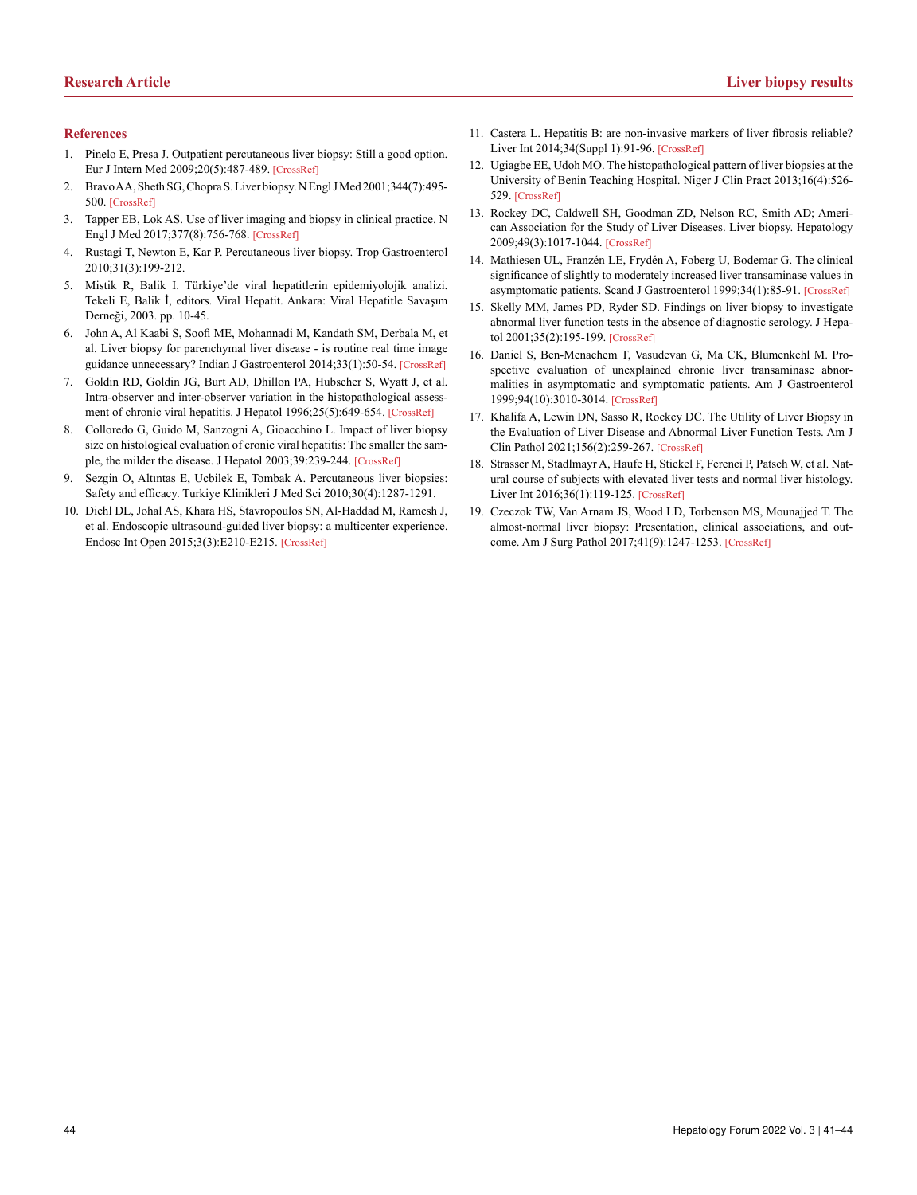## References

1. Pinelo E, Presa J. Outpatient percutaneous liver biopsy: Still a good option. Eur J Intern Med 2009;20(5):487-489. [CrossRef]
2. Bravo AA, Sheth SG, Chopra S. Liver biopsy. N Engl J Med 2001;344(7):495-500. [CrossRef]
3. Tapper EB, Lok AS. Use of liver imaging and biopsy in clinical practice. N Engl J Med 2017;377(8):756-768. [CrossRef]
4. Rustagi T, Newton E, Kar P. Percutaneous liver biopsy. Trop Gastroenterol 2010;31(3):199-212.
5. Mistik R, Balik I. Türkiye'de viral hepatitlerin epidemiyolojik analizi. Tekeli E, Balik İ, editors. Viral Hepatit. Ankara: Viral Hepatitle Savaşım Derneği, 2003. pp. 10-45.
6. John A, Al Kaabi S, Soofi ME, Mohannadi M, Kandath SM, Derbala M, et al. Liver biopsy for parenchymal liver disease - is routine real time image guidance unnecessary? Indian J Gastroenterol 2014;33(1):50-54. [CrossRef]
7. Goldin RD, Goldin JG, Burt AD, Dhillon PA, Hubscher S, Wyatt J, et al. Intra-observer and inter-observer variation in the histopathological assessment of chronic viral hepatitis. J Hepatol 1996;25(5):649-654. [CrossRef]
8. Colloredo G, Guido M, Sanzogni A, Gioacchino L. Impact of liver biopsy size on histological evaluation of cronic viral hepatitis: The smaller the sample, the milder the disease. J Hepatol 2003;39:239-244. [CrossRef]
9. Sezgin O, Altıntas E, Ucbilek E, Tombak A. Percutaneous liver biopsies: Safety and efficacy. Turkiye Klinikleri J Med Sci 2010;30(4):1287-1291.
10. Diehl DL, Johal AS, Khara HS, Stavropoulos SN, Al-Haddad M, Ramesh J, et al. Endoscopic ultrasound-guided liver biopsy: a multicenter experience. Endosc Int Open 2015;3(3):E210-E215. [CrossRef]
11. Castera L. Hepatitis B: are non-invasive markers of liver fibrosis reliable? Liver Int 2014;34(Suppl 1):91-96. [CrossRef]
12. Ugiagbe EE, Udoh MO. The histopathological pattern of liver biopsies at the University of Benin Teaching Hospital. Niger J Clin Pract 2013;16(4):526-529. [CrossRef]
13. Rockey DC, Caldwell SH, Goodman ZD, Nelson RC, Smith AD; American Association for the Study of Liver Diseases. Liver biopsy. Hepatology 2009;49(3):1017-1044. [CrossRef]
14. Mathiesen UL, Franzén LE, Frydén A, Foberg U, Bodemar G. The clinical significance of slightly to moderately increased liver transaminase values in asymptomatic patients. Scand J Gastroenterol 1999;34(1):85-91. [CrossRef]
15. Skelly MM, James PD, Ryder SD. Findings on liver biopsy to investigate abnormal liver function tests in the absence of diagnostic serology. J Hepatol 2001;35(2):195-199. [CrossRef]
16. Daniel S, Ben-Menachem T, Vasudevan G, Ma CK, Blumenkehl M. Prospective evaluation of unexplained chronic liver transaminase abnormalities in asymptomatic and symptomatic patients. Am J Gastroenterol 1999;94(10):3010-3014. [CrossRef]
17. Khalifa A, Lewin DN, Sasso R, Rockey DC. The Utility of Liver Biopsy in the Evaluation of Liver Disease and Abnormal Liver Function Tests. Am J Clin Pathol 2021;156(2):259-267. [CrossRef]
18. Strasser M, Stadlmayr A, Haufe H, Stickel F, Ferenci P, Patsch W, et al. Natural course of subjects with elevated liver tests and normal liver histology. Liver Int 2016;36(1):119-125. [CrossRef]
19. Czeczok TW, Van Arnam JS, Wood LD, Torbenson MS, Mounajjed T. The almost-normal liver biopsy: Presentation, clinical associations, and outcome. Am J Surg Pathol 2017;41(9):1247-1253. [CrossRef]